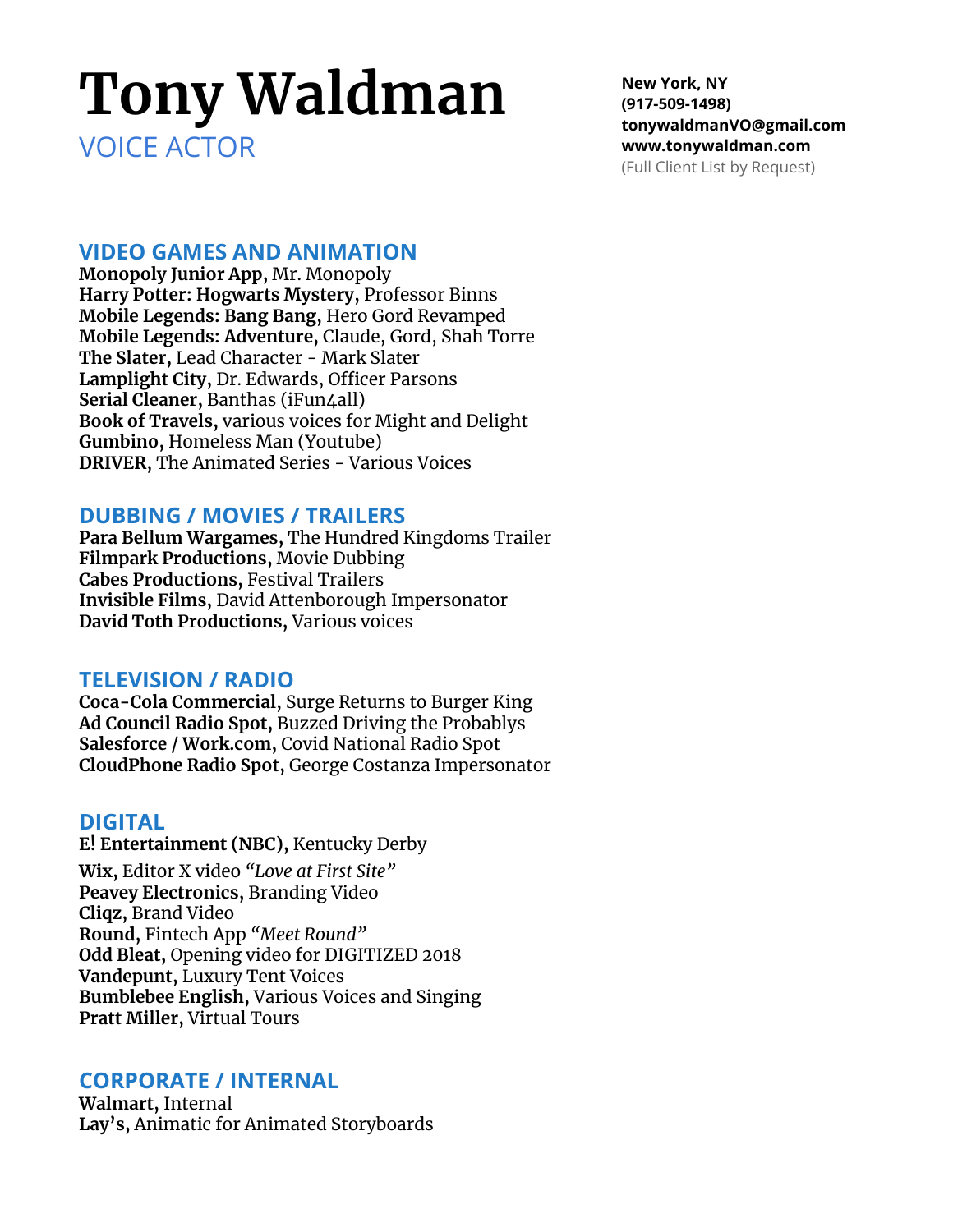# Tony Waldman

VOICE ACTOR

**New York, NY**
**(917-509-1498)**
**tonywaldmanVO@gmail.com**
**www.tonywaldman.com**
(Full Client List by Request)

## VIDEO GAMES AND ANIMATION

**Monopoly Junior App,** Mr. Monopoly
**Harry Potter: Hogwarts Mystery,** Professor Binns
**Mobile Legends: Bang Bang,** Hero Gord Revamped
**Mobile Legends: Adventure,** Claude, Gord, Shah Torre
**The Slater,** Lead Character - Mark Slater
**Lamplight City,** Dr. Edwards, Officer Parsons
**Serial Cleaner,** Banthas (iFun4all)
**Book of Travels,** various voices for Might and Delight
**Gumbino,** Homeless Man (Youtube)
**DRIVER,** The Animated Series - Various Voices

## DUBBING / MOVIES / TRAILERS

**Para Bellum Wargames,** The Hundred Kingdoms Trailer
**Filmpark Productions,** Movie Dubbing
**Cabes Productions,** Festival Trailers
**Invisible Films,** David Attenborough Impersonator
**David Toth Productions,** Various voices

## TELEVISION / RADIO

**Coca-Cola Commercial,** Surge Returns to Burger King
**Ad Council Radio Spot,** Buzzed Driving the Probablys
**Salesforce / Work.com,** Covid National Radio Spot
**CloudPhone Radio Spot,** George Costanza Impersonator

## DIGITAL

**E! Entertainment (NBC),** Kentucky Derby
**Wix,** Editor X video *"Love at First Site"*
**Peavey Electronics,** Branding Video
**Cliqz,** Brand Video
**Round,** Fintech App *"Meet Round"*
**Odd Bleat,** Opening video for DIGITIZED 2018
**Vandepunt,** Luxury Tent Voices
**Bumblebee English,** Various Voices and Singing
**Pratt Miller,** Virtual Tours

## CORPORATE / INTERNAL

**Walmart,** Internal
**Lay's,** Animatic for Animated Storyboards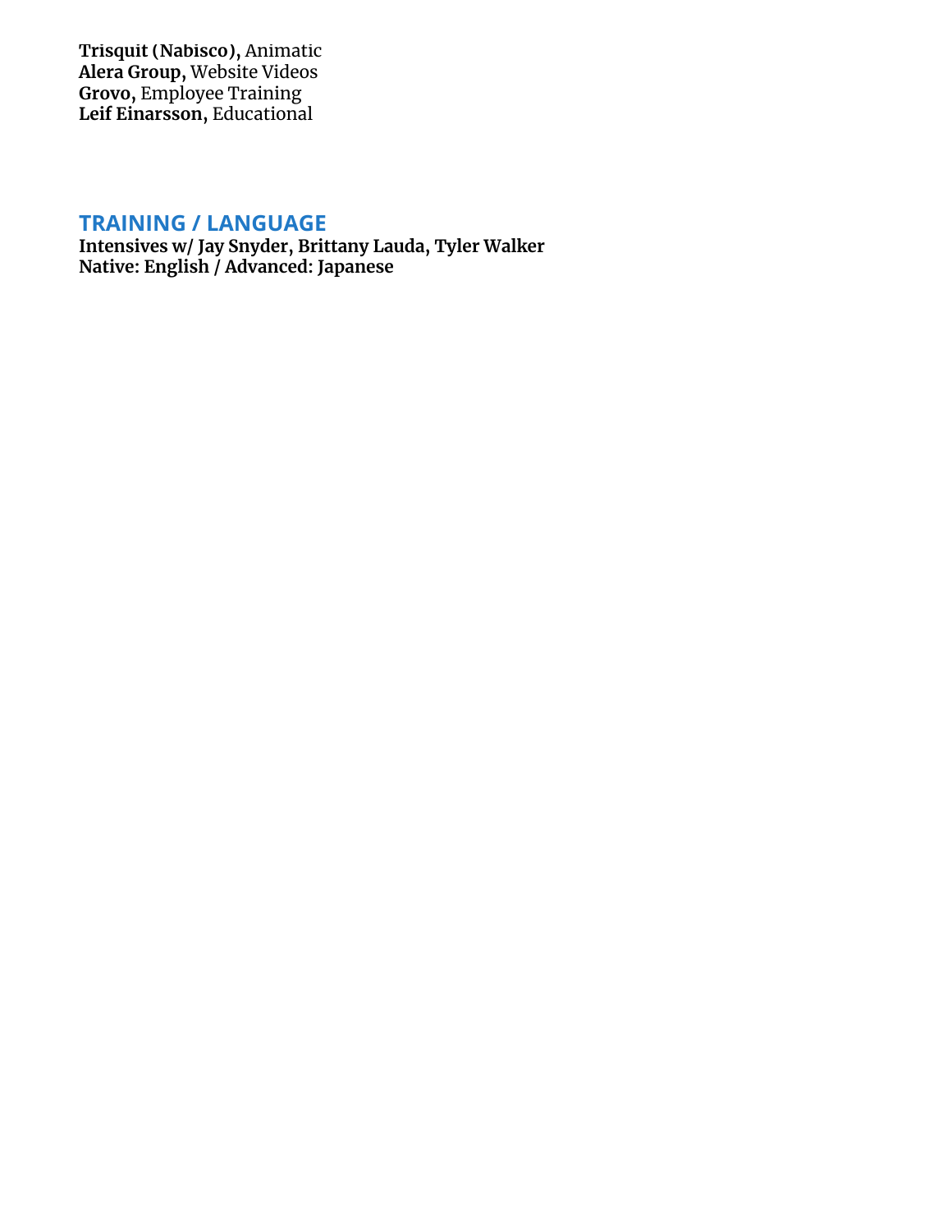**Trisquit (Nabisco),** Animatic
**Alera Group,** Website Videos
**Grovo,** Employee Training
**Leif Einarsson,** Educational

## TRAINING / LANGUAGE

**Intensives w/ Jay Snyder, Brittany Lauda, Tyler Walker**
**Native: English / Advanced: Japanese**